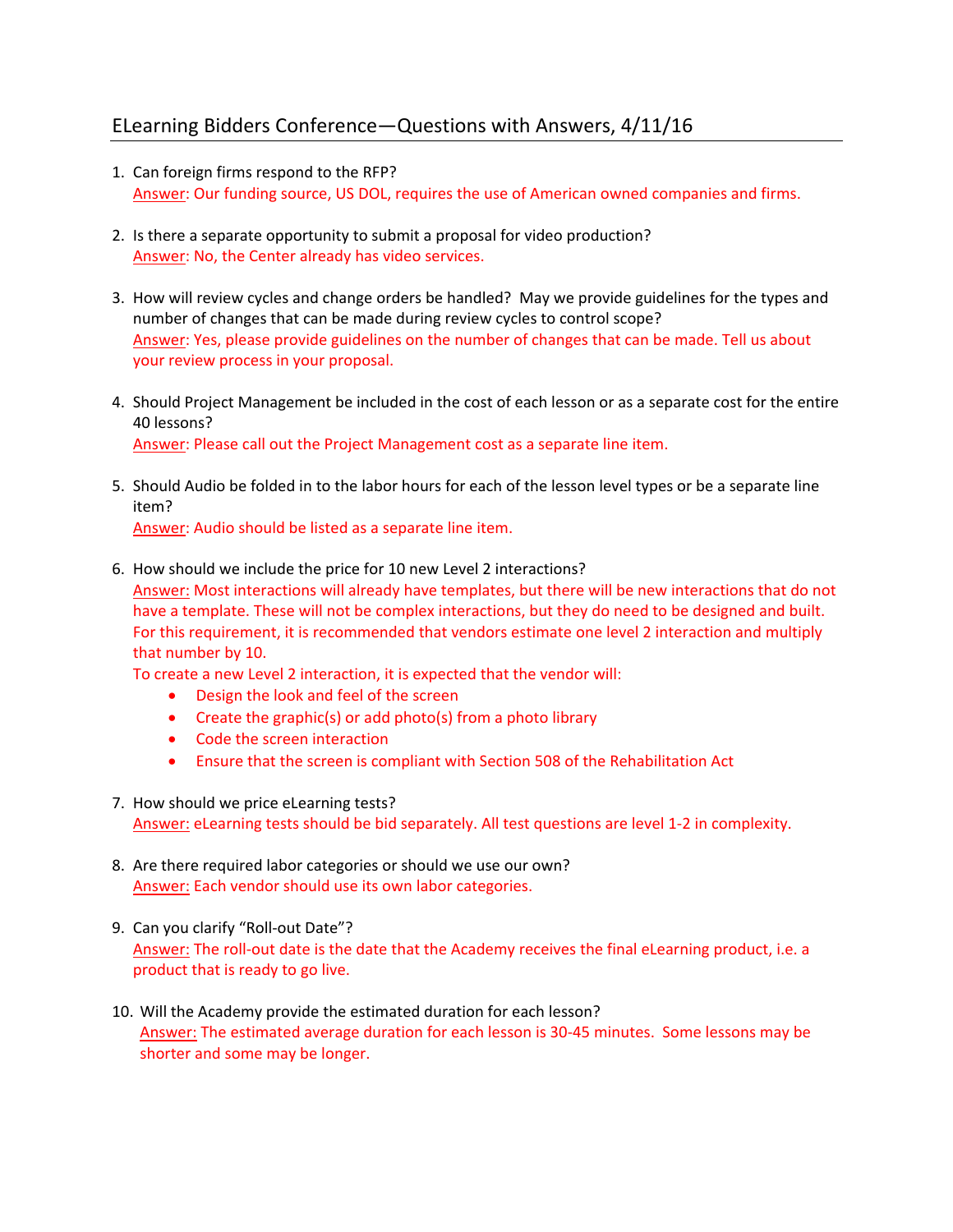# ELearning Bidders Conference—Questions with Answers, 4/11/16

1. Can foreign firms respond to the RFP?
   Answer: Our funding source, US DOL, requires the use of American owned companies and firms.

2. Is there a separate opportunity to submit a proposal for video production?
   Answer: No, the Center already has video services.

3. How will review cycles and change orders be handled? May we provide guidelines for the types and number of changes that can be made during review cycles to control scope?
   Answer: Yes, please provide guidelines on the number of changes that can be made. Tell us about your review process in your proposal.

4. Should Project Management be included in the cost of each lesson or as a separate cost for the entire 40 lessons?
   Answer: Please call out the Project Management cost as a separate line item.

5. Should Audio be folded in to the labor hours for each of the lesson level types or be a separate line item?
   Answer: Audio should be listed as a separate line item.

6. How should we include the price for 10 new Level 2 interactions?
   Answer: Most interactions will already have templates, but there will be new interactions that do not have a template. These will not be complex interactions, but they do need to be designed and built. For this requirement, it is recommended that vendors estimate one level 2 interaction and multiply that number by 10.
   To create a new Level 2 interaction, it is expected that the vendor will:
   - Design the look and feel of the screen
   - Create the graphic(s) or add photo(s) from a photo library
   - Code the screen interaction
   - Ensure that the screen is compliant with Section 508 of the Rehabilitation Act

7. How should we price eLearning tests?
   Answer: eLearning tests should be bid separately. All test questions are level 1-2 in complexity.

8. Are there required labor categories or should we use our own?
   Answer: Each vendor should use its own labor categories.

9. Can you clarify "Roll-out Date"?
   Answer: The roll-out date is the date that the Academy receives the final eLearning product, i.e. a product that is ready to go live.

10. Will the Academy provide the estimated duration for each lesson?
    Answer: The estimated average duration for each lesson is 30-45 minutes. Some lessons may be shorter and some may be longer.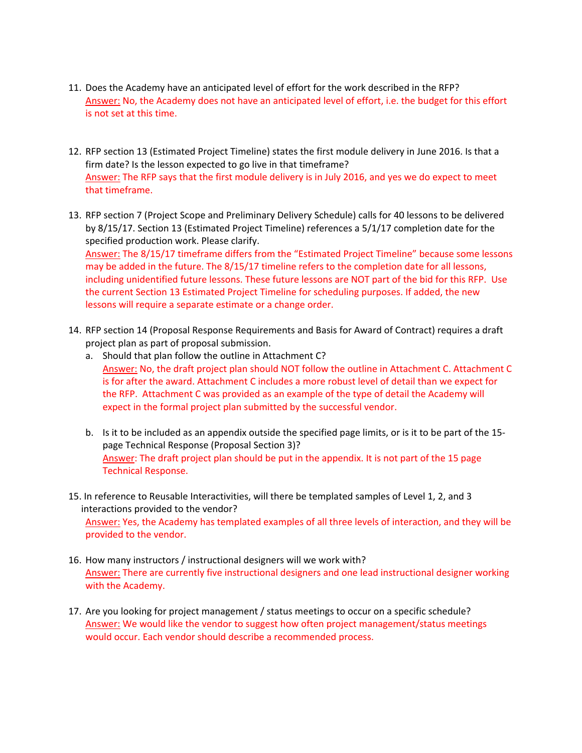11. Does the Academy have an anticipated level of effort for the work described in the RFP?
    Answer: No, the Academy does not have an anticipated level of effort, i.e. the budget for this effort is not set at this time.

12. RFP section 13 (Estimated Project Timeline) states the first module delivery in June 2016. Is that a firm date? Is the lesson expected to go live in that timeframe?
    Answer: The RFP says that the first module delivery is in July 2016, and yes we do expect to meet that timeframe.

13. RFP section 7 (Project Scope and Preliminary Delivery Schedule) calls for 40 lessons to be delivered by 8/15/17. Section 13 (Estimated Project Timeline) references a 5/1/17 completion date for the specified production work. Please clarify.
    Answer: The 8/15/17 timeframe differs from the "Estimated Project Timeline" because some lessons may be added in the future. The 8/15/17 timeline refers to the completion date for all lessons, including unidentified future lessons. These future lessons are NOT part of the bid for this RFP. Use the current Section 13 Estimated Project Timeline for scheduling purposes. If added, the new lessons will require a separate estimate or a change order.

14. RFP section 14 (Proposal Response Requirements and Basis for Award of Contract) requires a draft project plan as part of proposal submission.
    a. Should that plan follow the outline in Attachment C?
       Answer: No, the draft project plan should NOT follow the outline in Attachment C. Attachment C is for after the award. Attachment C includes a more robust level of detail than we expect for the RFP. Attachment C was provided as an example of the type of detail the Academy will expect in the formal project plan submitted by the successful vendor.

    b. Is it to be included as an appendix outside the specified page limits, or is it to be part of the 15-page Technical Response (Proposal Section 3)?
       Answer: The draft project plan should be put in the appendix. It is not part of the 15 page Technical Response.

15. In reference to Reusable Interactivities, will there be templated samples of Level 1, 2, and 3 interactions provided to the vendor?
    Answer: Yes, the Academy has templated examples of all three levels of interaction, and they will be provided to the vendor.

16. How many instructors / instructional designers will we work with?
    Answer: There are currently five instructional designers and one lead instructional designer working with the Academy.

17. Are you looking for project management / status meetings to occur on a specific schedule?
    Answer: We would like the vendor to suggest how often project management/status meetings would occur. Each vendor should describe a recommended process.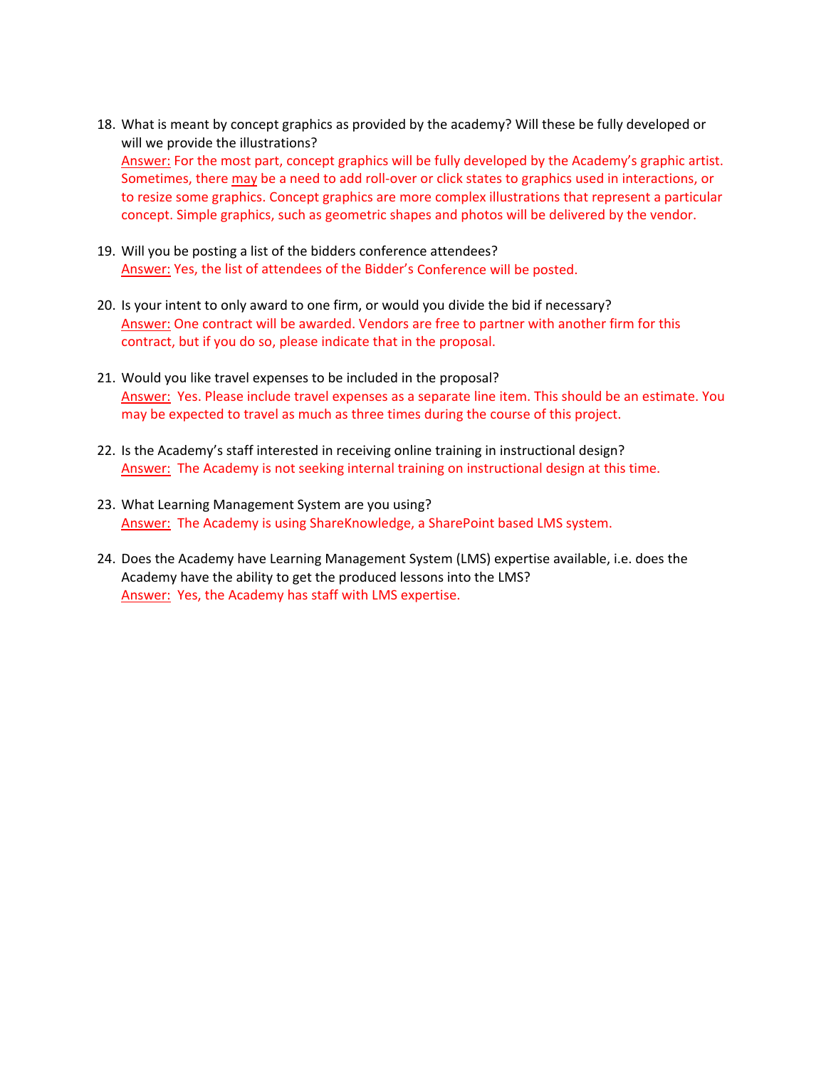18. What is meant by concept graphics as provided by the academy? Will these be fully developed or will we provide the illustrations?
    Answer: For the most part, concept graphics will be fully developed by the Academy's graphic artist. Sometimes, there may be a need to add roll-over or click states to graphics used in interactions, or to resize some graphics. Concept graphics are more complex illustrations that represent a particular concept. Simple graphics, such as geometric shapes and photos will be delivered by the vendor.

19. Will you be posting a list of the bidders conference attendees?
    Answer: Yes, the list of attendees of the Bidder's Conference will be posted.

20. Is your intent to only award to one firm, or would you divide the bid if necessary?
    Answer: One contract will be awarded. Vendors are free to partner with another firm for this contract, but if you do so, please indicate that in the proposal.

21. Would you like travel expenses to be included in the proposal?
    Answer: Yes. Please include travel expenses as a separate line item. This should be an estimate. You may be expected to travel as much as three times during the course of this project.

22. Is the Academy's staff interested in receiving online training in instructional design?
    Answer: The Academy is not seeking internal training on instructional design at this time.

23. What Learning Management System are you using?
    Answer: The Academy is using ShareKnowledge, a SharePoint based LMS system.

24. Does the Academy have Learning Management System (LMS) expertise available, i.e. does the Academy have the ability to get the produced lessons into the LMS?
    Answer: Yes, the Academy has staff with LMS expertise.